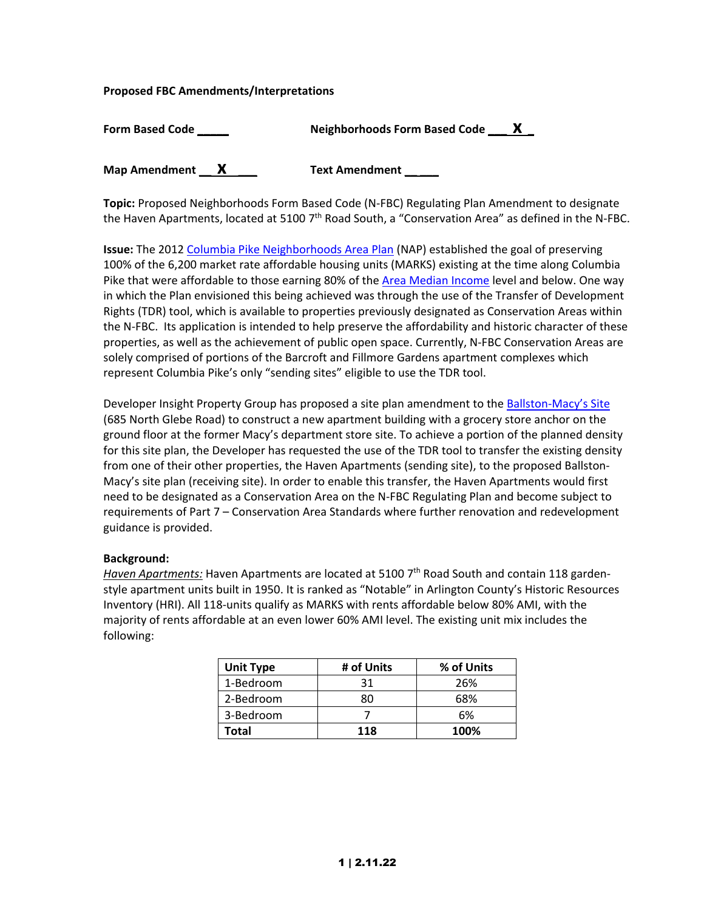**Proposed FBC Amendments/Interpretations**

**Form Based Code _____** **Neighborhoods Form Based Code ___X_**

**Map Amendment __X___** **Text Amendment _____**

**Topic:** Proposed Neighborhoods Form Based Code (N-FBC) Regulating Plan Amendment to designate the Haven Apartments, located at 5100 7th Road South, a "Conservation Area" as defined in the N-FBC.

**Issue:** The 2012 Columbia Pike Neighborhoods Area Plan (NAP) established the goal of preserving 100% of the 6,200 market rate affordable housing units (MARKS) existing at the time along Columbia Pike that were affordable to those earning 80% of the Area Median Income level and below. One way in which the Plan envisioned this being achieved was through the use of the Transfer of Development Rights (TDR) tool, which is available to properties previously designated as Conservation Areas within the N-FBC. Its application is intended to help preserve the affordability and historic character of these properties, as well as the achievement of public open space. Currently, N-FBC Conservation Areas are solely comprised of portions of the Barcroft and Fillmore Gardens apartment complexes which represent Columbia Pike's only "sending sites" eligible to use the TDR tool.

Developer Insight Property Group has proposed a site plan amendment to the Ballston-Macy's Site (685 North Glebe Road) to construct a new apartment building with a grocery store anchor on the ground floor at the former Macy's department store site. To achieve a portion of the planned density for this site plan, the Developer has requested the use of the TDR tool to transfer the existing density from one of their other properties, the Haven Apartments (sending site), to the proposed Ballston-Macy's site plan (receiving site). In order to enable this transfer, the Haven Apartments would first need to be designated as a Conservation Area on the N-FBC Regulating Plan and become subject to requirements of Part 7 – Conservation Area Standards where further renovation and redevelopment guidance is provided.

**Background:**

*Haven Apartments:* Haven Apartments are located at 5100 7th Road South and contain 118 garden-style apartment units built in 1950. It is ranked as "Notable" in Arlington County's Historic Resources Inventory (HRI). All 118-units qualify as MARKS with rents affordable below 80% AMI, with the majority of rents affordable at an even lower 60% AMI level. The existing unit mix includes the following:

| Unit Type | # of Units | % of Units |
|---|---|---|
| 1-Bedroom | 31 | 26% |
| 2-Bedroom | 80 | 68% |
| 3-Bedroom | 7 | 6% |
| **Total** | **118** | **100%** |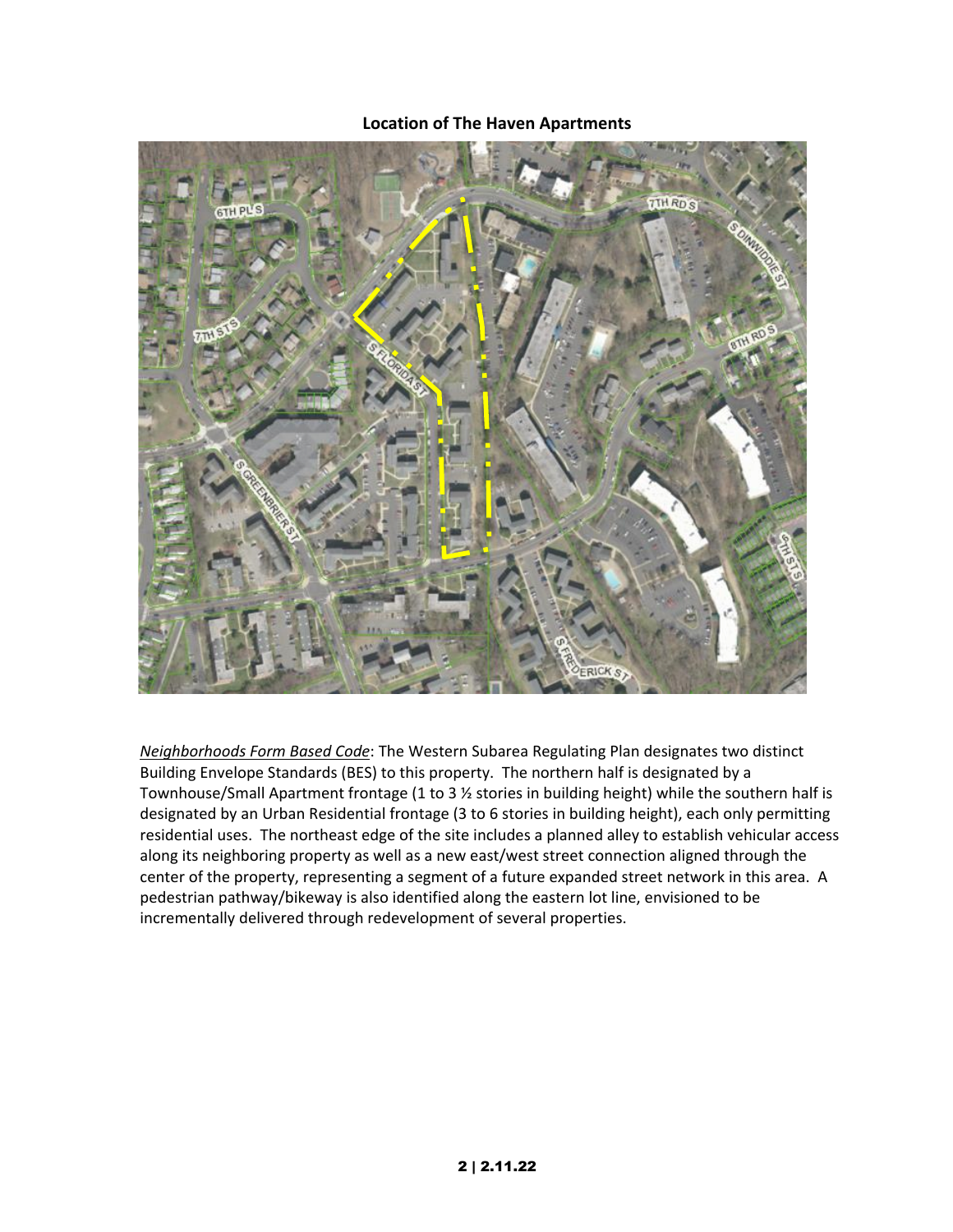## Location of The Haven Apartments

*Neighborhoods Form Based Code*: The Western Subarea Regulating Plan designates two distinct Building Envelope Standards (BES) to this property. The northern half is designated by a Townhouse/Small Apartment frontage (1 to 3 ½ stories in building height) while the southern half is designated by an Urban Residential frontage (3 to 6 stories in building height), each only permitting residential uses. The northeast edge of the site includes a planned alley to establish vehicular access along its neighboring property as well as a new east/west street connection aligned through the center of the property, representing a segment of a future expanded street network in this area. A pedestrian pathway/bikeway is also identified along the eastern lot line, envisioned to be incrementally delivered through redevelopment of several properties.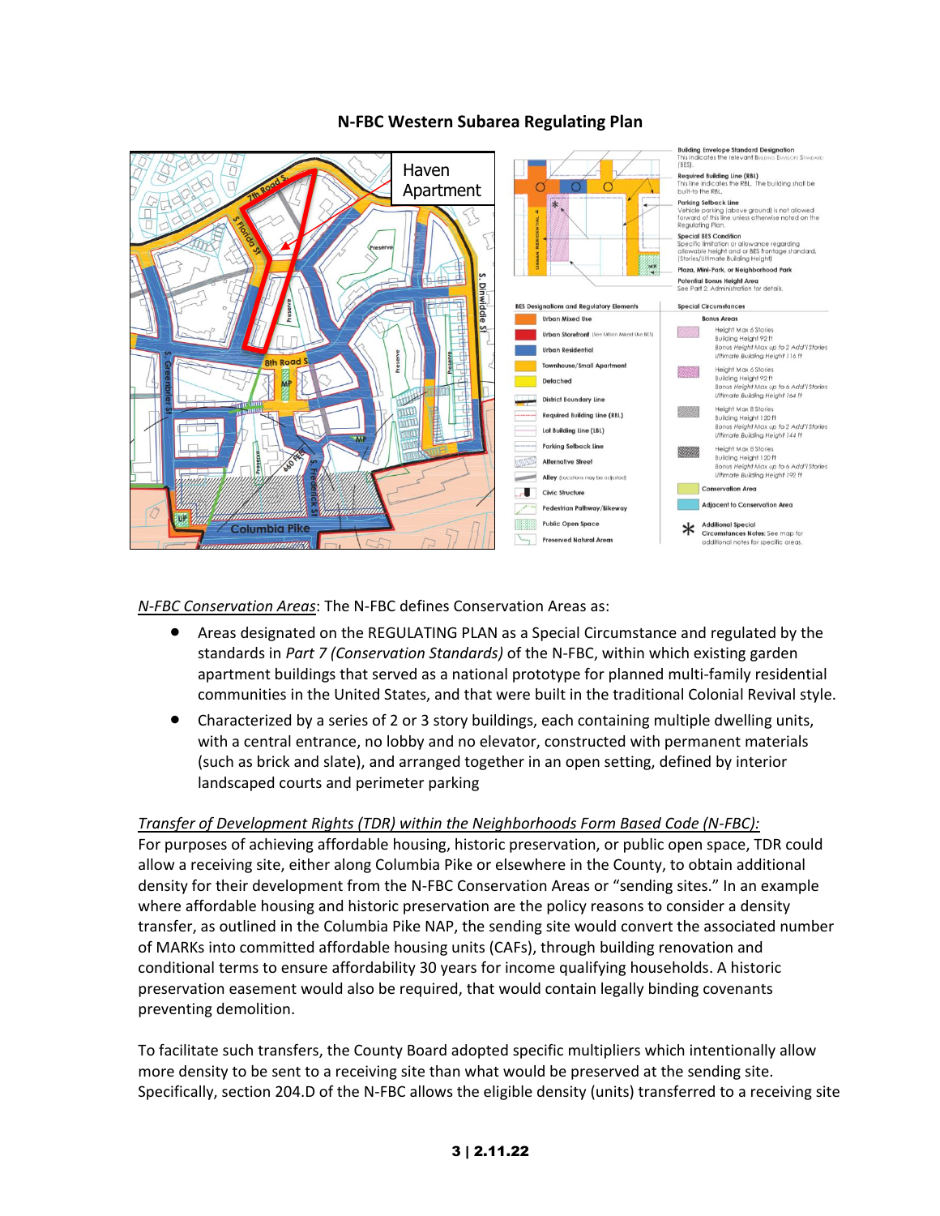## N-FBC Western Subarea Regulating Plan

*N-FBC Conservation Areas*: The N-FBC defines Conservation Areas as:

- Areas designated on the REGULATING PLAN as a Special Circumstance and regulated by the standards in *Part 7 (Conservation Standards)* of the N-FBC, within which existing garden apartment buildings that served as a national prototype for planned multi-family residential communities in the United States, and that were built in the traditional Colonial Revival style.
- Characterized by a series of 2 or 3 story buildings, each containing multiple dwelling units, with a central entrance, no lobby and no elevator, constructed with permanent materials (such as brick and slate), and arranged together in an open setting, defined by interior landscaped courts and perimeter parking

*Transfer of Development Rights (TDR) within the Neighborhoods Form Based Code (N-FBC):*
For purposes of achieving affordable housing, historic preservation, or public open space, TDR could allow a receiving site, either along Columbia Pike or elsewhere in the County, to obtain additional density for their development from the N-FBC Conservation Areas or "sending sites." In an example where affordable housing and historic preservation are the policy reasons to consider a density transfer, as outlined in the Columbia Pike NAP, the sending site would convert the associated number of MARKs into committed affordable housing units (CAFs), through building renovation and conditional terms to ensure affordability 30 years for income qualifying households. A historic preservation easement would also be required, that would contain legally binding covenants preventing demolition.

To facilitate such transfers, the County Board adopted specific multipliers which intentionally allow more density to be sent to a receiving site than what would be preserved at the sending site. Specifically, section 204.D of the N-FBC allows the eligible density (units) transferred to a receiving site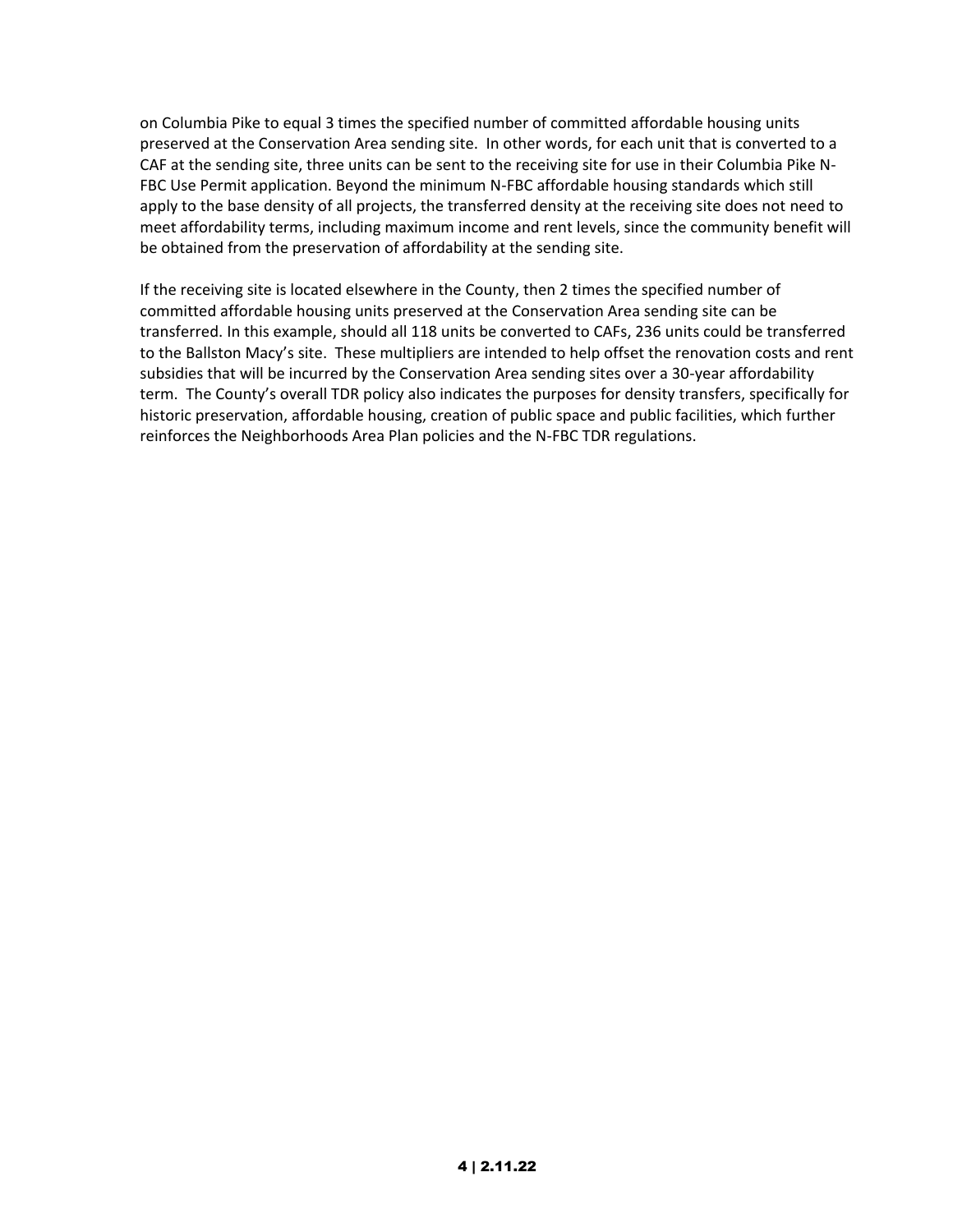on Columbia Pike to equal 3 times the specified number of committed affordable housing units preserved at the Conservation Area sending site. In other words, for each unit that is converted to a CAF at the sending site, three units can be sent to the receiving site for use in their Columbia Pike N-FBC Use Permit application. Beyond the minimum N-FBC affordable housing standards which still apply to the base density of all projects, the transferred density at the receiving site does not need to meet affordability terms, including maximum income and rent levels, since the community benefit will be obtained from the preservation of affordability at the sending site.

If the receiving site is located elsewhere in the County, then 2 times the specified number of committed affordable housing units preserved at the Conservation Area sending site can be transferred. In this example, should all 118 units be converted to CAFs, 236 units could be transferred to the Ballston Macy's site. These multipliers are intended to help offset the renovation costs and rent subsidies that will be incurred by the Conservation Area sending sites over a 30-year affordability term. The County's overall TDR policy also indicates the purposes for density transfers, specifically for historic preservation, affordable housing, creation of public space and public facilities, which further reinforces the Neighborhoods Area Plan policies and the N-FBC TDR regulations.